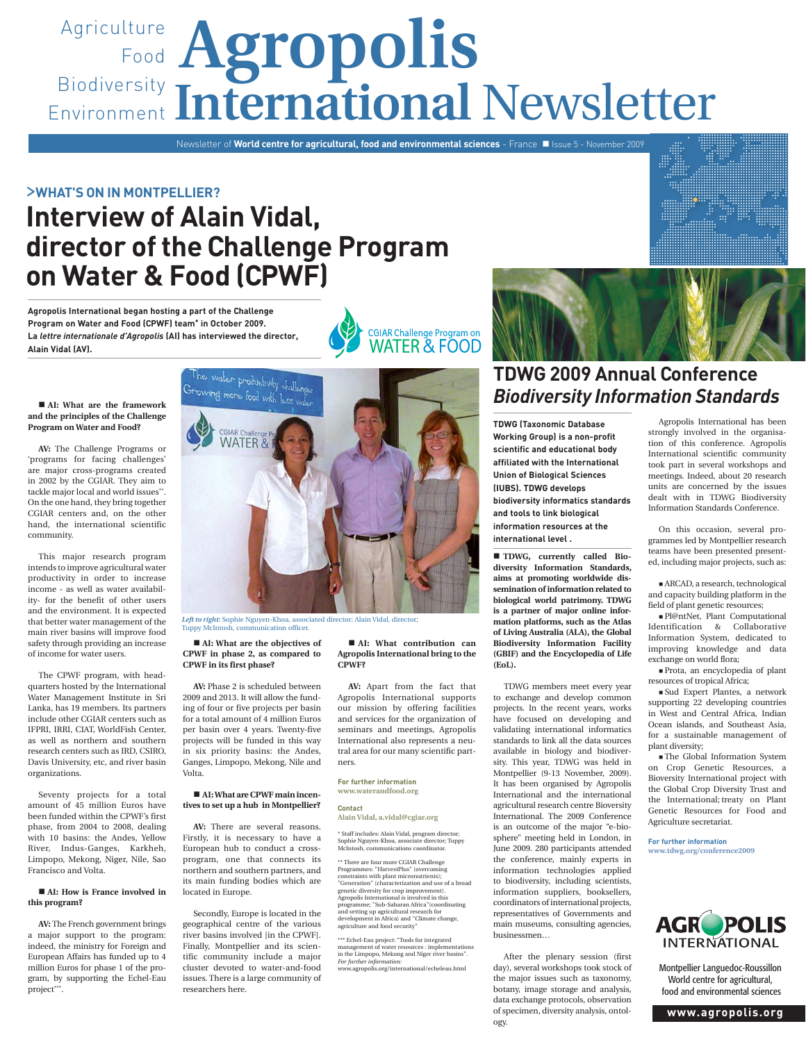# Agropolis International Newsletter

Agriculture Food Biodiversity Environment

Newsletter of **World centre for agricultural, food and environmental sciences** - France ■ Issue 5 - November 2009

## >WHAT'S ON IN MONTPELLIER?

# Interview of Alain Vidal, director of the Challenge Program on Water & Food (CPWF)

**Agropolis International began hosting a part of the Challenge Program on Water and Food (CPWF) team* in October 2009. La *lettre internationale d'Agropolis* (AI) has interviewed the director, Alain Vidal (AV).**

CGIAR Challenge Program on WATER & FOOD

■ **AI: What are the framework and the principles of the Challenge Program on Water and Food?**

**AV:** The Challenge Programs or 'programs for facing challenges' are major cross-programs created in 2002 by the CGIAR. They aim to tackle major local and world issues**. On the one hand, they bring together CGIAR centers and, on the other hand, the international scientific community.

This major research program intends to improve agricultural water productivity in order to increase income - as well as water availability- for the benefit of other users and the environment. It is expected that better water management of the main river basins will improve food safety through providing an increase of income for water users.

The CPWF program, with headquarters hosted by the International Water Management Institute in Sri Lanka, has 19 members. Its partners include other CGIAR centers such as IFPRI, IRRI, CIAT, WorldFish Center, as well as northern and southern research centers such as IRD, CSIRO, Davis University, etc, and river basin organizations.

Seventy projects for a total amount of 45 million Euros have been funded within the CPWF's first phase, from 2004 to 2008, dealing with 10 basins: the Andes, Yellow River, Indus-Ganges, Karkheh, Limpopo, Mekong, Niger, Nile, Sao Francisco and Volta.

■ **AI: How is France involved in this program?**

**AV:** The French government brings a major support to the program: indeed, the ministry for Foreign and European Affairs has funded up to 4 million Euros for phase 1 of the program, by supporting the Echel-Eau project***.

*Left to right:* Sophie Nguyen-Khoa, associated director; Alain Vidal, director; Tuppy McIntosh, communication officer.

■ **AI: What are the objectives of CPWF in phase 2, as compared to CPWF in its first phase?**

**AV:** Phase 2 is scheduled between 2009 and 2013. It will allow the funding of four or five projects per basin for a total amount of 4 million Euros per basin over 4 years. Twenty-five projects will be funded in this way in six priority basins: the Andes, Ganges, Limpopo, Mekong, Nile and Volta.

■ **AI: What are CPWF main incentives to set up a hub in Montpellier?**

**AV:** There are several reasons. Firstly, it is necessary to have a European hub to conduct a cross-program, one that connects its northern and southern partners, and its main funding bodies which are located in Europe.

Secondly, Europe is located in the geographical centre of the various river basins involved [in the CPWF]. Finally, Montpellier and its scientific community include a major cluster devoted to water-and-food issues. There is a large community of researchers here.

■ **AI: What contribution can Agropolis International bring to the CPWF?**

**AV:** Apart from the fact that Agropolis International supports our mission by offering facilities and services for the organization of seminars and meetings, Agropolis International also represents a neutral area for our many scientific partners.

**For further information**
www.waterandfood.org

**Contact**
**Alain Vidal, a.vidal@cgiar.org**

* Staff includes: Alain Vidal, program director; Sophie Nguyen-Khoa, associate director; Tuppy McIntosh, communications coordinator.

** There are four more CGIAR Challenge Programmes: "HarvestPlus" (overcoming constraints with plant micronutrients); "Generation" (characterization and use of a broad genetic diversity for crop improvement). Agropolis International is involved in this programme; "Sub-Saharan Africa" (coordinating and setting up agricultural research for development in Africa) and "Climate change, agriculture and food security"

*** Echel-Eau project: "Tools for integrated management of water resources : implementations in the Limpopo, Mekong and Niger river basins". *For further information:* www.agropolis.org/international/echeleau.html

# TDWG 2009 Annual Conference *Biodiversity Information Standards*

**TDWG (Taxonomic Database Working Group) is a non-profit scientific and educational body affiliated with the International Union of Biological Sciences (IUBS). TDWG develops biodiversity informatics standards and tools to link biological information resources at the international level .**

■ **TDWG, currently called Biodiversity Information Standards, aims at promoting worldwide dissemination of information related to biological world patrimony. TDWG is a partner of major online information platforms, such as the Atlas of Living Australia (ALA), the Global Biodiversity Information Facility (GBIF) and the Encyclopedia of Life (EoL).**

TDWG members meet every year to exchange and develop common projects. In the recent years, works have focused on developing and validating international informatics standards to link all the data sources available in biology and biodiversity. This year, TDWG was held in Montpellier (9-13 November, 2009). It has been organised by Agropolis International and the international agricultural research centre Bioversity International. The 2009 Conference is an outcome of the major "e-biosphere" meeting held in London, in June 2009. 280 participants attended the conference, mainly experts in information technologies applied to biodiversity, including scientists, information suppliers, booksellers, coordinators of international projects, representatives of Governments and main museums, consulting agencies, businessmen…

After the plenary session (first day), several workshops took stock of the major issues such as taxonomy, botany, image storage and analysis, data exchange protocols, observation of specimen, diversity analysis, ontology.

Agropolis International has been strongly involved in the organisation of this conference. Agropolis International scientific community took part in several workshops and meetings. Indeed, about 20 research units are concerned by the issues dealt with in TDWG Biodiversity Information Standards Conference.

On this occasion, several programmes led by Montpellier research teams have been presented presented, including major projects, such as:

- ARCAD, a research, technological and capacity building platform in the field of plant genetic resources;
- Pl@ntNet, Plant Computational Identification & Collaborative Information System, dedicated to improving knowledge and data exchange on world flora;
- Prota, an encyclopedia of plant resources of tropical Africa;
- Sud Expert Plantes, a network supporting 22 developing countries in West and Central Africa, Indian Ocean islands, and Southeast Asia, for a sustainable management of plant diversity;
- The Global Information System on Crop Genetic Resources, a Bioversity International project with the Global Crop Diversity Trust and the International; treaty on Plant Genetic Resources for Food and Agriculture secretariat.

**For further information**
www.tdwg.org/conference2009

AGROPOLIS INTERNATIONAL

Montpellier Languedoc-Roussillon
World centre for agricultural, food and environmental sciences

www.agropolis.org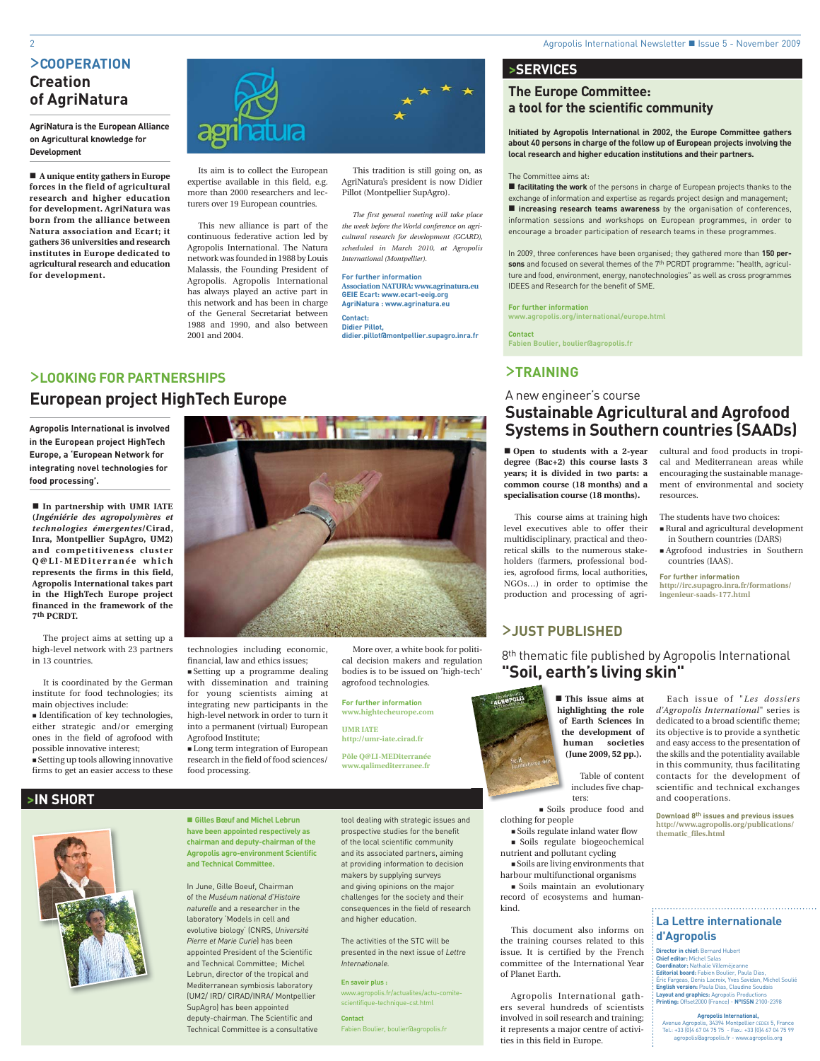## >COOPERATION

# Creation of AgriNatura

**AgriNatura is the European Alliance on Agricultural knowledge for Development**

**■ A unique entity gathers in Europe forces in the field of agricultural research and higher education for development. AgriNatura was born from the alliance between Natura association and Ecart; it gathers 36 universities and research institutes in Europe dedicated to agricultural research and education for development.**

Its aim is to collect the European expertise available in this field, e.g. more than 2000 researchers and lecturers over 19 European countries.

This new alliance is part of the continuous federative action led by Agropolis International. The Natura network was founded in 1988 by Louis Malassis, the Founding President of Agropolis. Agropolis International has always played an active part in this network and has been in charge of the General Secretariat between 1988 and 1990, and also between 2001 and 2004.

This tradition is still going on, as AgriNatura's president is now Didier Pillot (Montpellier SupAgro).

*The first general meeting will take place the week before the World conference on agricultural research for development (GCARD), scheduled in March 2010, at Agropolis International (Montpellier).*

**For further information**
**Association NATURA: www.agrinatura.eu**
**GEIE Ecart: www.ecart-eeig.org**
**AgriNatura : www.agrinatura.eu**

**Contact:**
**Didier Pillot,**
**didier.pillot@montpellier.supagro.inra.fr**

## >SERVICES

# The Europe Committee: a tool for the scientific community

**Initiated by Agropolis International in 2002, the Europe Committee gathers about 40 persons in charge of the follow up of European projects involving the local research and higher education institutions and their partners.**

The Committee aims at:

■ **facilitating the work** of the persons in charge of European projects thanks to the exchange of information and expertise as regards project design and management;

■ **increasing research teams awareness** by the organisation of conferences, information sessions and workshops on European programmes, in order to encourage a broader participation of research teams in these programmes.

In 2009, three conferences have been organised; they gathered more than **150 persons** and focused on several themes of the 7th PCRDT programme: "health, agriculture and food, environment, energy, nanotechnologies" as well as cross programmes IDEES and Research for the benefit of SME.

**For further information**
**www.agropolis.org/international/europe.html**

**Contact**
**Fabien Boulier, boulier@agropolis.fr**

## >LOOKING FOR PARTNERSHIPS

# European project HighTech Europe

**Agropolis International is involved in the European project HighTech Europe, a 'European Network for integrating novel technologies for food processing'.**

**■ In partnership with UMR IATE (*Ingéniérie des agropolymères et technologies émergentes*/Cirad, Inra, Montpellier SupAgro, UM2) and competitiveness cluster Q@LI-MEDiterranée which represents the firms in this field, Agropolis International takes part in the HighTech Europe project financed in the framework of the 7th PCRDT.**

The project aims at setting up a high-level network with 23 partners in 13 countries.

It is coordinated by the German institute for food technologies; its main objectives include:

- Identification of key technologies, either strategic and/or emerging ones in the field of agrofood with possible innovative interest;
- Setting up tools allowing innovative firms to get an easier access to these technologies including economic, financial, law and ethics issues;
- Setting up a programme dealing with dissemination and training for young scientists aiming at integrating new participants in the high-level network in order to turn it into a permanent (virtual) European Agrofood Institute;
- Long term integration of European research in the field of food sciences/ food processing.

More over, a white book for political decision makers and regulation bodies is to be issued on 'high-tech' agrofood technologies.

**For further information**
**www.hightecheurope.com**

**UMR IATE**
**http://umr-iate.cirad.fr**

**Pôle Q@LI-MEDiterranée**
**www.qalimediterranee.fr**

## >TRAINING

A new engineer's course

# Sustainable Agricultural and Agrofood Systems in Southern countries (SAADs)

**■ Open to students with a 2-year degree (Bac+2) this course lasts 3 years; it is divided in two parts: a common course (18 months) and a specialisation course (18 months).**

This course aims at training high level executives able to offer their multidisciplinary, practical and theoretical skills to the numerous stakeholders (farmers, professional bodies, agrofood firms, local authorities, NGOs…) in order to optimise the production and processing of agricultural and food products in tropical and Mediterranean areas while encouraging the sustainable management of environmental and society resources.

The students have two choices:

- Rural and agricultural development in Southern countries (DARS)
- Agrofood industries in Southern countries (IAAS).

**For further information**
**http://irc.supagro.inra.fr/formations/ingenieur-saads-177.html**

## >JUST PUBLISHED

8th thematic file published by Agropolis International

# "Soil, earth's living skin"

**■ This issue aims at highlighting the role of Earth Sciences in the development of human societies (June 2009, 52 pp.).**

Table of content includes five chapters:

- Soils produce food and clothing for people
- Soils regulate inland water flow
- Soils regulate biogeochemical nutrient and pollutant cycling
- Soils are living environments that harbour multifunctional organisms
- Soils maintain an evolutionary record of ecosystems and humankind.

This document also informs on the training courses related to this issue. It is certified by the French committee of the International Year of Planet Earth.

Agropolis International gathers several hundreds of scientists involved in soil research and training; it represents a major centre of activities in this field in Europe.

Each issue of "*Les dossiers d'Agropolis International*" series is dedicated to a broad scientific theme; its objective is to provide a synthetic and easy access to the presentation of the skills and the potentiality available in this community, thus facilitating contacts for the development of scientific and technical exchanges and cooperations.

**Download 8th issues and previous issues**
**http://www.agropolis.org/publications/thematic_files.html**

## >IN SHORT

**■ Gilles Bœuf and Michel Lebrun have been appointed respectively as chairman and deputy-chairman of the Agropolis agro-environment Scientific and Technical Committee.**

In June, Gille Boeuf, Chairman of the *Muséum national d'Histoire naturelle* and a researcher in the laboratory 'Models in cell and evolutive biology' (CNRS, *Université Pierre et Marie Curie*) has been appointed President of the Scientific and Technical Committee; Michel Lebrun, director of the tropical and Mediterranean symbiosis laboratory (UM2/ IRD/ CIRAD/INRA/ Montpellier SupAgro) has been appointed deputy-chairman. The Scientific and Technical Committee is a consultative tool dealing with strategic issues and prospective studies for the benefit of the local scientific community and its associated partners, aiming at providing information to decision makers by supplying surveys and giving opinions on the major challenges for the society and their consequences in the field of research and higher education.

The activities of the STC will be presented in the next issue of *Lettre Internationale*.

**En savoir plus :**
www.agropolis.fr/actualites/actu-comite-scientifique-technique-cst.html

**Contact**
Fabien Boulier, boulier@agropolis.fr

## La Lettre internationale d'Agropolis

**Director in chief:** Bernard Hubert
**Chief editor:** Michel Salas
**Coordinator:** Nathalie Villeméjeanne
**Editorial board:** Fabien Boulier, Paula Dias, Éric Fargeas, Denis Lacroix, Yves Savidan, Michel Soulié
**English version:** Paula Dias, Claudine Soudais
**Layout and graphics:** Agropolis Productions
**Printing:** Offset2000 (France) - **N°ISSN** 2100-2398

**Agropolis International,**
Avenue Agropolis, 34394 Montpellier CEDEX 5, France
Tel.: +33 (0)4 67 04 75 75 - Fax.: +33 (0)4 67 04 75 99
agropolis@agropolis.fr - www.agropolis.org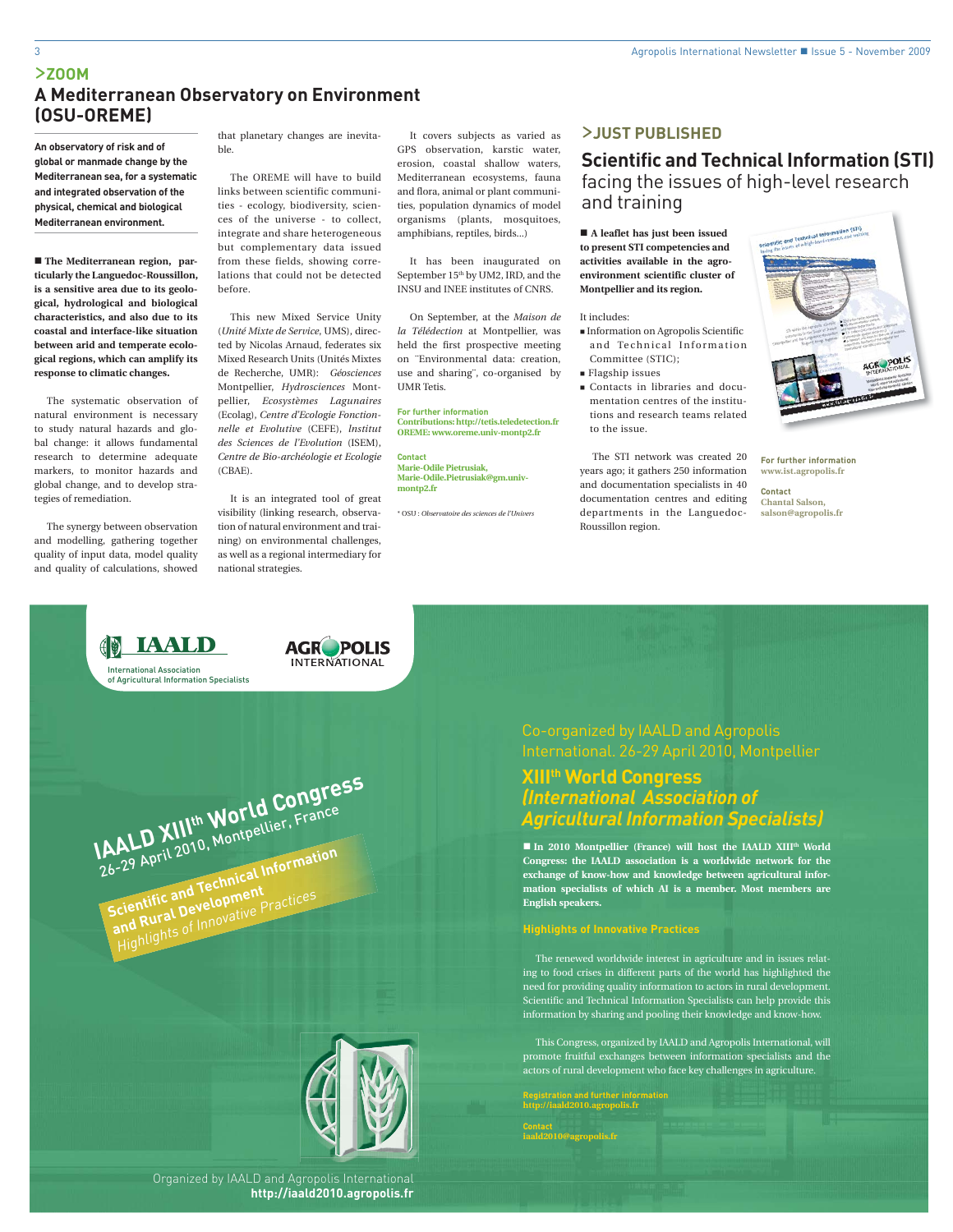## >ZOOM

# A Mediterranean Observatory on Environment (OSU-OREME)

**An observatory of risk and of global or manmade change by the Mediterranean sea, for a systematic and integrated observation of the physical, chemical and biological Mediterranean environment.**

■ **The Mediterranean region, particularly the Languedoc-Roussillon, is a sensitive area due to its geological, hydrological and biological characteristics, and also due to its coastal and interface-like situation between arid and temperate ecological regions, which can amplify its response to climatic changes.**

The systematic observation of natural environment is necessary to study natural hazards and global change: it allows fundamental research to determine adequate markers, to monitor hazards and global change, and to develop strategies of remediation.

The synergy between observation and modelling, gathering together quality of input data, model quality and quality of calculations, showed that planetary changes are inevitable.

The OREME will have to build links between scientific communities - ecology, biodiversity, sciences of the universe - to collect, integrate and share heterogeneous but complementary data issued from these fields, showing correlations that could not be detected before.

This new Mixed Service Unity (*Unité Mixte de Service*, UMS), directed by Nicolas Arnaud, federates six Mixed Research Units (Unités Mixtes de Recherche, UMR): *Géosciences* Montpellier, *Hydrosciences* Montpellier, *Ecosystèmes Lagunaires* (Ecolag), *Centre d'Ecologie Fonctionnelle et Evolutive* (CEFE), *Institut des Sciences de l'Evolution* (ISEM), *Centre de Bio-archéologie et Ecologie* (CBAE).

It is an integrated tool of great visibility (linking research, observation of natural environment and training) on environmental challenges, as well as a regional intermediary for national strategies.

It covers subjects as varied as GPS observation, karstic water, erosion, coastal shallow waters, Mediterranean ecosystems, fauna and flora, animal or plant communities, population dynamics of model organisms (plants, mosquitoes, amphibians, reptiles, birds...)

It has been inaugurated on September 15th by UM2, IRD, and the INSU and INEE institutes of CNRS.

On September, at the *Maison de la Télédection* at Montpellier, was held the first prospective meeting on "Environmental data: creation, use and sharing", co-organised by UMR Tetis.

**For further information**
**Contributions: http://tetis.teledetection.fr**
**OREME: www.oreme.univ-montp2.fr**

**Contact**
**Marie-Odile Pietrusiak,**
**Marie-Odile.Pietrusiak@gm.univ-montp2.fr**

* OSU : *Observatoire des sciences de l'Univers*

## >JUST PUBLISHED

# Scientific and Technical Information (STI) facing the issues of high-level research and training

■ **A leaflet has just been issued to present STI competencies and activities available in the agro-environment scientific cluster of Montpellier and its region.**

It includes:

- Information on Agropolis Scientific and Technical Information Committee (STIC);
- Flagship issues
- Contacts in libraries and documentation centres of the institutions and research teams related to the issue.

The STI network was created 20 years ago; it gathers 250 information and documentation specialists in 40 documentation centres and editing departments in the Languedoc-Roussillon region.

**For further information**
**www.ist.agropolis.fr**

**Contact**
**Chantal Salson,**
**salson@agropolis.fr**

IAALD – International Association of Agricultural Information Specialists

AGROPOLIS INTERNATIONAL

IAALD XIIIth World Congress
26-29 April 2010, Montpellier, France
Scientific and Technical Information and Rural Development
Highlights of Innovative Practices

Organized by IAALD and Agropolis International
**http://iaald2010.agropolis.fr**

Co-organized by IAALD and Agropolis International. 26-29 April 2010, Montpellier

# XIIIth World Congress (International Association of Agricultural Information Specialists)

■ **In 2010 Montpellier (France) will host the IAALD XIIIth World Congress: the IAALD association is a worldwide network for the exchange of know-how and knowledge between agricultural information specialists of which AI is a member. Most members are English speakers.**

**Highlights of Innovative Practices**

The renewed worldwide interest in agriculture and in issues relating to food crises in different parts of the world has highlighted the need for providing quality information to actors in rural development. Scientific and Technical Information Specialists can help provide this information by sharing and pooling their knowledge and know-how.

This Congress, organized by IAALD and Agropolis International, will promote fruitful exchanges between information specialists and the actors of rural development who face key challenges in agriculture.

**Registration and further information**
**http://iaald2010.agropolis.fr**

**Contact**
**iaald2010@agropolis.fr**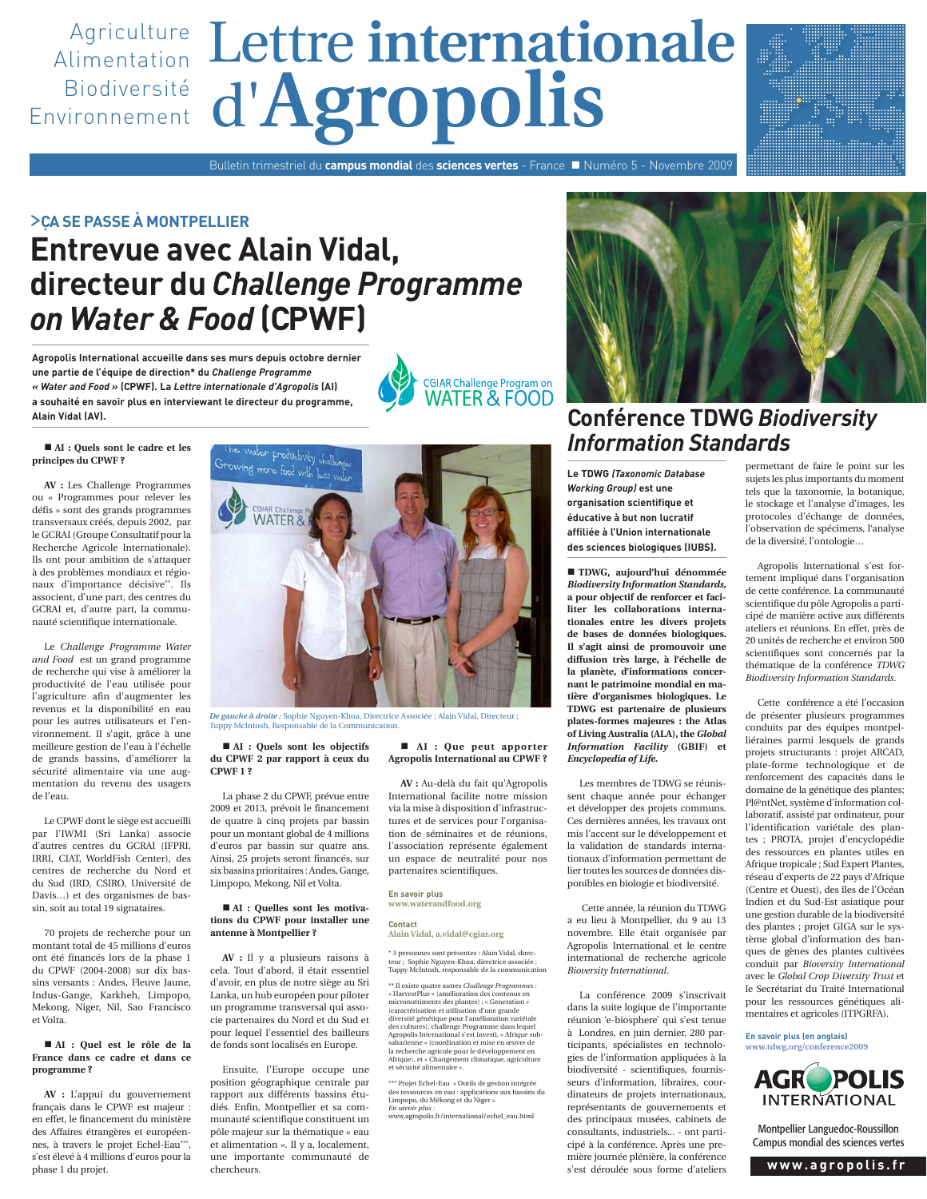Agriculture
Alimentation
Biodiversité
Environnement

# Lettre internationale d'Agropolis

Bulletin trimestriel du **campus mondial** des **sciences vertes** - France ■ Numéro 5 - Novembre 2009

**>ÇA SE PASSE À MONTPELLIER**

## Entrevue avec Alain Vidal, directeur du *Challenge Programme on Water & Food* (CPWF)

**Agropolis International accueille dans ses murs depuis octobre dernier une partie de l'équipe de direction\* du *Challenge Programme « Water and Food »* (CPWF). La *Lettre internationale d'Agropolis* (AI) a souhaité en savoir plus en interviewant le directeur du programme, Alain Vidal (AV).**

CGIAR Challenge Program on WATER & FOOD

■ **AI : Quels sont le cadre et les principes du CPWF ?**

**AV :** Les Challenge Programmes ou « Programmes pour relever les défis » sont des grands programmes transversaux créés, depuis 2002, par le GCRAI (Groupe Consultatif pour la Recherche Agricole Internationale). Ils ont pour ambition de s'attaquer à des problèmes mondiaux et régionaux d'importance décisive\*\*. Ils associent, d'une part, des centres du GCRAI et, d'autre part, la communauté scientifique internationale.

Le *Challenge Programme Water and Food* est un grand programme de recherche qui vise à améliorer la productivité de l'eau utilisée pour l'agriculture afin d'augmenter les revenus et la disponibilité en eau pour les autres utilisateurs et l'environnement. Il s'agit, grâce à une meilleure gestion de l'eau à l'échelle de grands bassins, d'améliorer la sécurité alimentaire via une augmentation du revenu des usagers de l'eau.

Le CPWF dont le siège est accueilli par l'IWMI (Sri Lanka) associe d'autres centres du GCRAI (IFPRI, IRRI, CIAT, WorldFish Center), des centres de recherche du Nord et du Sud (IRD, CSIRO, Université de Davis…) et des organismes de bassin, soit au total 19 signataires.

70 projets de recherche pour un montant total de 45 millions d'euros ont été financés lors de la phase 1 du CPWF (2004-2008) sur dix bassins versants : Andes, Fleuve Jaune, Indus-Gange, Karkheh, Limpopo, Mekong, Niger, Nil, Sao Francisco et Volta.

■ **AI : Quel est le rôle de la France dans ce cadre et dans ce programme ?**

**AV :** L'appui du gouvernement français dans le CPWF est majeur : en effet, le financement du ministère des Affaires étrangères et européennes, à travers le projet Echel-Eau\*\*\*, s'est élevé à 4 millions d'euros pour la phase 1 du projet.

*De gauche à droite :* Sophie Nguyen-Khoa, Directrice Associée ; Alain Vidal, Directeur ; Tuppy McIntosh, Responsable de la Communication.

■ **AI : Quels sont les objectifs du CPWF 2 par rapport à ceux du CPWF 1 ?**

La phase 2 du CPWF, prévue entre 2009 et 2013, prévoit le financement de quatre à cinq projets par bassin pour un montant global de 4 millions d'euros par bassin sur quatre ans. Ainsi, 25 projets seront financés, sur six bassins prioritaires : Andes, Gange, Limpopo, Mekong, Nil et Volta.

■ **AI : Quelles sont les motivations du CPWF pour installer une antenne à Montpellier ?**

**AV :** Il y a plusieurs raisons à cela. Tout d'abord, il était essentiel d'avoir, en plus de notre siège au Sri Lanka, un hub européen pour piloter un programme transversal qui associe partenaires du Nord et du Sud et pour lequel l'essentiel des bailleurs de fonds sont localisés en Europe.

Ensuite, l'Europe occupe une position géographique centrale par rapport aux différents bassins étudiés. Enfin, Montpellier et sa communauté scientifique constituent un pôle majeur sur la thématique « eau et alimentation ». Il y a, localement, une importante communauté de chercheurs.

■ **AI : Que peut apporter Agropolis International au CPWF ?**

**AV :** Au-delà du fait qu'Agropolis International facilite notre mission via la mise à disposition d'infrastructures et de services pour l'organisation de séminaires et de réunions, l'association représente également un espace de neutralité pour nos partenaires scientifiques.

**En savoir plus**
**www.waterandfood.org**

**Contact**
**Alain Vidal, a.vidal@cgiar.org**

\* 3 personnes sont présentes : Alain Vidal, directeur ; Sophie Nguyen-Khoa, directrice associée ; Tuppy McIntosh, responsable de la communication

\*\* Il existe quatre autres *Challenge Programmes* : « HarvestPlus » (amélioration des contenus en micronutriments des plantes) ; « Generation » (caractérisation et utilisation d'une grande diversité génétique pour l'amélioration variétale des cultures), challenge Programme dans lequel Agropolis International s'est investi, « Afrique subsaharienne » (coordination et mise en œuvre de la recherche agricole pour le développement en Afrique), et « Changement climatique, agriculture et sécurité alimentaire ».

\*\*\* Projet Echel-Eau « Outils de gestion intégrée des ressources en eau : applications aux bassins du Limpopo, du Mékong et du Niger ».
*En savoir plus :*
www.agropolis.fr/international/echel_eau.html

## Conférence TDWG *Biodiversity Information Standards*

**Le TDWG (*Taxonomic Database Working Group*) est une organisation scientifique et éducative à but non lucratif affiliée à l'Union internationale des sciences biologiques (IUBS).**

■ **TDWG, aujourd'hui dénommée *Biodiversity Information Standards*, a pour objectif de renforcer et faciliter les collaborations internationales entre les divers projets de bases de données biologiques. Il s'agit ainsi de promouvoir une diffusion très large, à l'échelle de la planète, d'informations concernant le patrimoine mondial en matière d'organismes biologiques. Le TDWG est partenaire de plusieurs plates-formes majeures : the Atlas of Living Australia (ALA), the *Global Information Facility* (GBIF) et *Encyclopedia of Life*.**

Les membres de TDWG se réunissent chaque année pour échanger et développer des projets communs. Ces dernières années, les travaux ont mis l'accent sur le développement et la validation de standards internationaux d'information permettant de lier toutes les sources de données disponibles en biologie et biodiversité.

Cette année, la réunion du TDWG a eu lieu à Montpellier, du 9 au 13 novembre. Elle était organisée par Agropolis International et le centre international de recherche agricole *Bioversity International*.

La conférence 2009 s'inscrivait dans la suite logique de l'importante réunion 'e-biosphere' qui s'est tenue à Londres, en juin dernier. 280 participants, spécialistes en technologies de l'information appliquées à la biodiversité - scientifiques, fournisseurs d'information, libraires, coordinateurs de projets internationaux, représentants de gouvernements et des principaux musées, cabinets de consultants, industriels... - ont participé à la conférence. Après une première journée plénière, la conférence s'est déroulée sous forme d'ateliers permettant de faire le point sur les sujets les plus importants du moment tels que la taxonomie, la botanique, le stockage et l'analyse d'images, les protocoles d'échange de données, l'observation de spécimens, l'analyse de la diversité, l'ontologie…

Agropolis International s'est fortement impliqué dans l'organisation de cette conférence. La communauté scientifique du pôle Agropolis a participé de manière active aux différents ateliers et réunions. En effet, près de 20 unités de recherche et environ 500 scientifiques sont concernés par la thématique de la conférence *TDWG Biodiversity Information Standards*.

Cette conférence a été l'occasion de présenter plusieurs programmes conduits par des équipes montpelliéraines parmi lesquels de grands projets structurants : projet ARCAD, plate-forme technologique et de renforcement des capacités dans le domaine de la génétique des plantes; Pl@ntNet, système d'information collaboratif, assisté par ordinateur, pour l'identification variétale des plantes ; PROTA, projet d'encyclopédie des ressources en plantes utiles en Afrique tropicale ; Sud Expert Plantes, réseau d'experts de 22 pays d'Afrique (Centre et Ouest), des îles de l'Océan Indien et du Sud-Est asiatique pour une gestion durable de la biodiversité des plantes ; projet GIGA sur le système global d'information des banques de gènes des plantes cultivées conduit par *Bioversity International* avec le *Global Crop Diversity Trust* et le Secrétariat du Traité International pour les ressources génétiques alimentaires et agricoles (ITPGRFA).

**En savoir plus (en anglais)**
**www.tdwg.org/conference2009**

AGROPOLIS INTERNATIONAL

Montpellier Languedoc-Roussillon
Campus mondial des sciences vertes

**www.agropolis.fr**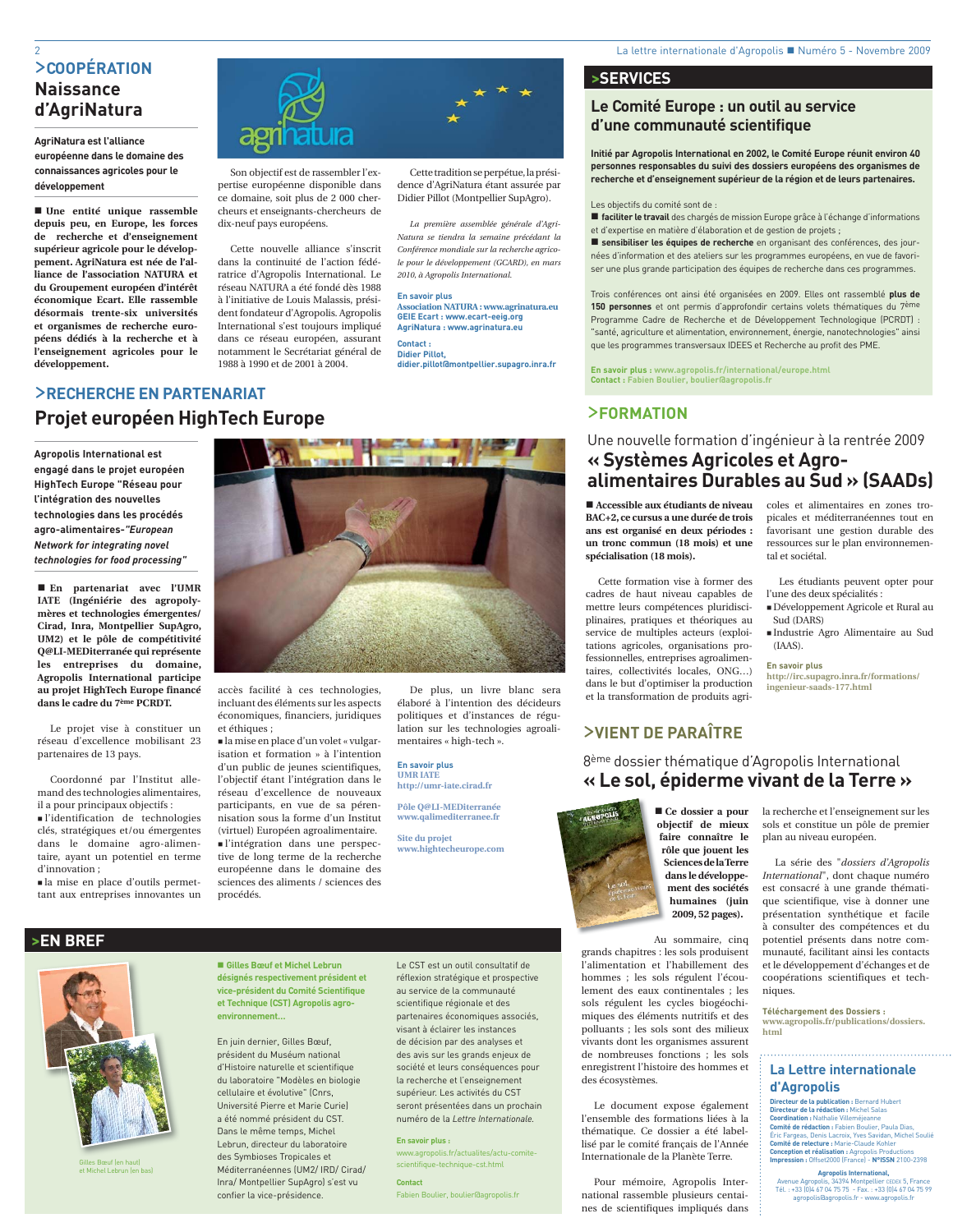## >COOPÉRATION

# Naissance d'AgriNatura

**AgriNatura est l'alliance européenne dans le domaine des connaissances agricoles pour le développement**

■ **Une entité unique rassemble depuis peu, en Europe, les forces de recherche et d'enseignement supérieur agricole pour le développement. AgriNatura est née de l'alliance de l'association NATURA et du Groupement européen d'intérêt économique Ecart. Elle rassemble désormais trente-six universités et organismes de recherche européens dédiés à la recherche et à l'enseignement agricoles pour le développement.**

Son objectif est de rassembler l'expertise européenne disponible dans ce domaine, soit plus de 2 000 chercheurs et enseignants-chercheurs de dix-neuf pays européens.

Cette nouvelle alliance s'inscrit dans la continuité de l'action fédératrice d'Agropolis International. Le réseau NATURA a été fondé dès 1988 à l'initiative de Louis Malassis, président fondateur d'Agropolis. Agropolis International s'est toujours impliqué dans ce réseau européen, assurant notamment le Secrétariat général de 1988 à 1990 et de 2001 à 2004.

Cette tradition se perpétue, la présidence d'AgriNatura étant assurée par Didier Pillot (Montpellier SupAgro).

*La première assemblée générale d'AgriNatura se tiendra la semaine précédant la Conférence mondiale sur la recherche agricole pour le développement (GCARD), en mars 2010, à Agropolis International.*

**En savoir plus**
**Association NATURA : www.agrinatura.eu**
**GEIE Ecart : www.ecart-eeig.org**
**AgriNatura : www.agrinatura.eu**

**Contact :**
**Didier Pillot,**
**didier.pillot@montpellier.supagro.inra.fr**

## >RECHERCHE EN PARTENARIAT

# Projet européen HighTech Europe

**Agropolis International est engagé dans le projet européen HighTech Europe "Réseau pour l'intégration des nouvelles technologies dans le procédés agro-alimentaires-*"European Network for integrating novel technologies for food processing"***

■ **En partenariat avec l'UMR IATE (Ingéniérie des agropolymères et technologies émergentes/ Cirad, Inra, Montpellier SupAgro, UM2) et le pôle de compétitivité Q@LI-MEDiterranée qui représente les entreprises du domaine, Agropolis International participe au projet HighTech Europe financé dans le cadre du 7ème PCRDT.**

Le projet vise à constituer un réseau d'excellence mobilisant 23 partenaires de 13 pays.

Coordonné par l'Institut allemand des technologies alimentaires, il a pour principaux objectifs :

- l'identification de technologies clés, stratégiques et/ou émergentes dans le domaine agro-alimentaire, ayant un potentiel en terme d'innovation ;
- la mise en place d'outils permettant aux entreprises innovantes un accès facilité à ces technologies, incluant des éléments sur les aspects économiques, financiers, juridiques et éthiques ;
- la mise en place d'un volet « vulgarisation et formation » à l'intention d'un public de jeunes scientifiques, l'objectif étant l'intégration dans le réseau d'excellence de nouveaux participants, en vue de sa pérennisation sous la forme d'un Institut (virtuel) Européen agroalimentaire.
- l'intégration dans une perspective de long terme de la recherche européenne dans le domaine des sciences des aliments / sciences des procédés.

De plus, un livre blanc sera élaboré à l'intention des décideurs politiques et d'instances de régulation sur les technologies agroalimentaires « high-tech ».

**En savoir plus**
**UMR IATE**
**http://umr-iate.cirad.fr**

**Pôle Q@LI-MEDiterranée**
**www.qalimediterranee.fr**

**Site du projet**
**www.hightecheurope.com**

## >EN BREF

Gilles Bœuf (en haut) et Michel Lebrun (en bas)

■ **Gilles Bœuf et Michel Lebrun désignés respectivement président et vice-président du Comité Scientifique et Technique (CST) Agropolis agro-environnement...**

En juin dernier, Gilles Bœuf, président du Muséum national d'Histoire naturelle et scientifique du laboratoire "Modèles en biologie cellulaire et évolutive" (Cnrs, Université Pierre et Marie Curie) a été nommé président du CST. Dans le même temps, Michel Lebrun, directeur du laboratoire des Symbioses Tropicales et Méditerranéennes (UM2/ IRD/ Cirad/ Inra/ Montpellier SupAgro) s'est vu confier la vice-présidence.

Le CST est un outil consultatif de réflexion stratégique et prospective au service de la communauté scientifique régionale et des partenaires économiques associés, visant à éclairer les instances de décision par des analyses et des avis sur les grands enjeux de société et leurs conséquences pour la recherche et l'enseignement supérieur. Les activités du CST seront présentées dans un prochain numéro de la *Lettre Internationale*.

**En savoir plus :**
www.agropolis.fr/actualites/actu-comite-scientifique-technique-cst.html

**Contact**
Fabien Boulier, boulier@agropolis.fr

## >SERVICES

# Le Comité Europe : un outil au service d'une communauté scientifique

**Initié par Agropolis International en 2002, le Comité Europe réunit environ 40 personnes responsables du suivi des dossiers européens des organismes de recherche et d'enseignement supérieur de la région et de leurs partenaires.**

Les objectifs du comité sont de :

■ **faciliter le travail** des chargés de mission Europe grâce à l'échange d'informations et d'expertise en matière d'élaboration et de gestion de projets ;

■ **sensibiliser les équipes de recherche** en organisant des conférences, des journées d'information et des ateliers sur les programmes européens, en vue de favoriser une plus grande participation des équipes de recherche dans ces programmes.

Trois conférences ont ainsi été organisées en 2009. Elles ont rassemblé **plus de 150 personnes** et ont permis d'approfondir certains volets thématiques du 7ème Programme Cadre de Recherche et de Développement Technologique (PCRDT) : "santé, agriculture et alimentation, environnement, énergie, nanotechnologies" ainsi que les programmes transversaux IDEES et Recherche au profit des PME.

**En savoir plus : www.agropolis.fr/international/europe.html**
**Contact : Fabien Boulier, boulier@agropolis.fr**

## >FORMATION

Une nouvelle formation d'ingénieur à la rentrée 2009

# « Systèmes Agricoles et Agro-alimentaires Durables au Sud » (SAADs)

■ **Accessible aux étudiants de niveau BAC+2, ce cursus a une durée de trois ans et est organisé en deux périodes : un tronc commun (18 mois) et une spécialisation (18 mois).**

Cette formation vise à former des cadres de haut niveau capables de mettre leurs compétences pluridisciplinaires, pratiques et théoriques au service de multiples acteurs (exploitations agricoles, organisations professionnelles, entreprises agroalimentaires, collectivités locales, ONG…) dans le but d'optimiser la production et la transformation de produits agricoles et alimentaires en zones tropicales et méditerranéennes tout en favorisant une gestion durable des ressources sur le plan environnemental et sociétal.

Les étudiants peuvent opter pour l'une des deux spécialités :

- Développement Agricole et Rural au Sud (DARS)
- Industrie Agro Alimentaire au Sud (IAAS).

**En savoir plus**
**http://irc.supagro.inra.fr/formations/ingenieur-saads-177.html**

## >VIENT DE PARAÎTRE

8ème dossier thématique d'Agropolis International

# « Le sol, épiderme vivant de la Terre »

■ **Ce dossier a pour objectif de mieux faire connaître le rôle que jouent les Sciences de la Terre dans le développement des sociétés humaines (juin 2009, 52 pages).**

Au sommaire, cinq grands chapitres : les sols produisent l'alimentation et l'habillement des hommes ; les sols régulent l'écoulement des eaux continentales ; les sols régulent les cycles biogéochimiques des éléments nutritifs et des polluants ; les sols sont des milieux vivants dont les organismes assurent de nombreuses fonctions ; les sols enregistrent l'histoire des hommes et des écosystèmes.

Le document expose également l'ensemble des formations liées à la thématique. Ce dossier a été labellisé par le comité français de l'Année Internationale de la Planète Terre.

Pour mémoire, Agropolis International rassemble plusieurs centaines de scientifiques impliqués dans la recherche et l'enseignement sur les sols et constitue un pôle de premier plan au niveau européen.

La série des "*dossiers d'Agropolis International*", dont chaque numéro est consacré à une grande thématique scientifique, vise à donner une présentation synthétique et facile à consulter des compétences et du potentiel présents dans notre communauté, facilitant ainsi les contacts et le développement d'échanges et de coopérations scientifiques et techniques.

**Téléchargement des Dossiers :**
**www.agropolis.fr/publications/dossiers.html**

## La Lettre internationale d'Agropolis

**Directeur de la publication :** Bernard Hubert
**Directeur de la rédaction :** Michel Salas
**Coordination :** Nathalie Villeméjeanne
**Comité de rédaction :** Fabien Boulier, Paula Dias, Éric Fargeas, Denis Lacroix, Yves Savidan, Michel Soulié
**Comité de relecture :** Marie-Claude Kohler
**Conception et réalisation :** Agropolis Productions
**Impression :** Offset2000 (France) - **N°ISSN** 2100-2398

**Agropolis International,**
Avenue Agropolis, 34394 Montpellier CEDEX 5, France
Tél. : +33 (0)4 67 04 75 75 - Fax. : +33 (0)4 67 04 75 99
agropolis@agropolis.fr - www.agropolis.fr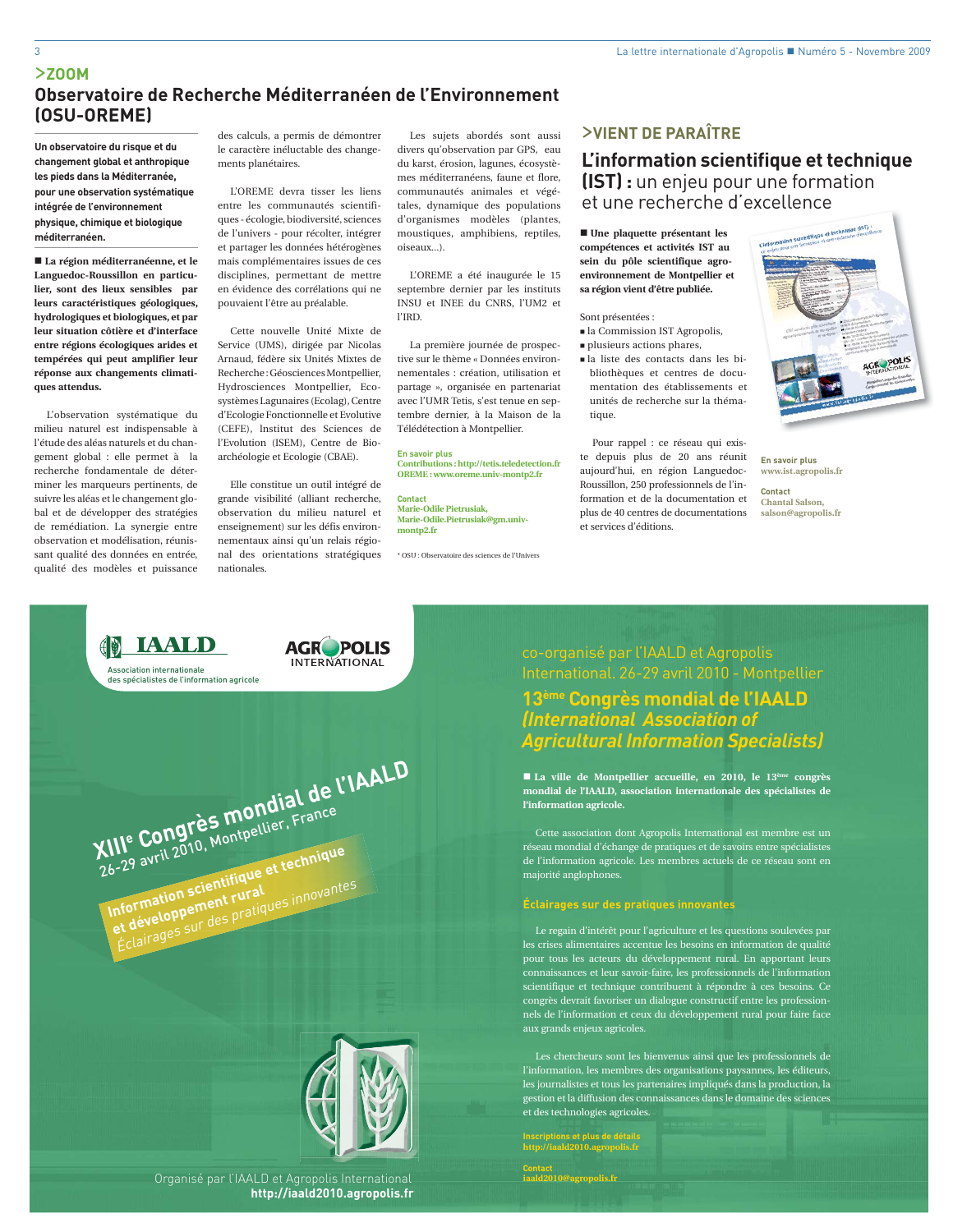## >ZOOM

# Observatoire de Recherche Méditerranéen de l'Environnement (OSU-OREME)

**Un observatoire du risque et du changement global et anthropique les pieds dans la Méditerranée, pour une observation systématique intégrée de l'environnement physique, chimique et biologique méditerranéen.**

■ **La région méditerranéenne, et le Languedoc-Roussillon en particulier, sont des lieux sensibles par leurs caractéristiques géologiques, hydrologiques et biologiques, et par leur situation côtière et d'interface entre régions écologiques arides et tempérées qui peut amplifier leur réponse aux changements climatiques attendus.**

L'observation systématique du milieu naturel est indispensable à l'étude des aléas naturels et du changement global : elle permet à la recherche fondamentale de déterminer les marqueurs pertinents, de suivre les aléas et le changement global et de développer des stratégies de remédiation. La synergie entre observation et modélisation, réunissant qualité des données en entrée, qualité des modèles et puissance des calculs, a permis de démontrer le caractère inéluctable des changements planétaires.

L'OREME devra tisser les liens entre les communautés scientifiques - écologie, biodiversité, sciences de l'univers - pour récolter, intégrer et partager les données hétérogènes mais complémentaires issues de ces disciplines, permettant de mettre en évidence des corrélations qui ne pouvaient l'être au préalable.

Cette nouvelle Unité Mixte de Service (UMS), dirigée par Nicolas Arnaud, fédère six Unités Mixtes de Recherche : Géosciences Montpellier, Hydrosciences Montpellier, Ecosystèmes Lagunaires (Ecolag), Centre d'Ecologie Fonctionnelle et Evolutive (CEFE), Institut des Sciences de l'Evolution (ISEM), Centre de Bio-archéologie et Ecologie (CBAE).

Elle constitue un outil intégré de grande visibilité (alliant recherche, observation du milieu naturel et enseignement) sur les défis environnementaux ainsi qu'un relais régional des orientations stratégiques nationales.

Les sujets abordés sont aussi divers qu'observation par GPS, eau du karst, érosion, lagunes, écosystèmes méditerranéens, faune et flore, communautés animales et végétales, dynamique des populations d'organismes modèles (plantes, moustiques, amphibiens, reptiles, oiseaux...).

L'OREME a été inaugurée le 15 septembre dernier par les instituts INSU et INEE du CNRS, l'UM2 et l'IRD.

La première journée de prospective sur le thème « Données environnementales : création, utilisation et partage », organisée en partenariat avec l'UMR Tetis, s'est tenue en septembre dernier, à la Maison de la Télédétection à Montpellier.

**En savoir plus**
**Contributions : http://tetis.teledetection.fr**
**OREME : www.oreme.univ-montp2.fr**

**Contact**
**Marie-Odile Pietrusiak,**
**Marie-Odile.Pietrusiak@gm.univ-montp2.fr**

\* OSU : Observatoire des sciences de l'Univers

## >VIENT DE PARAÎTRE

# L'information scientifique et technique (IST) : un enjeu pour une formation et une recherche d'excellence

■ **Une plaquette présentant les compétences et activités IST au sein du pôle scientifique agro-environnement de Montpellier et sa région vient d'être publiée.**

Sont présentées :

- la Commission IST Agropolis,
- plusieurs actions phares,
- la liste des contacts dans les bibliothèques et centres de documentation des établissements et unités de recherche sur la thématique.

Pour rappel : ce réseau qui existe depuis plus de 20 ans réunit aujourd'hui, en région Languedoc-Roussillon, 250 professionnels de l'information et de la documentation et plus de 40 centres de documentations et services d'éditions.

**En savoir plus**
**www.ist.agropolis.fr**

**Contact**
**Chantal Salson,**
**salson@agropolis.fr**

---

IAALD — Association internationale des spécialistes de l'information agricole
AGROPOLIS INTERNATIONAL

XIII[e] Congrès mondial de l'IAALD
26-29 avril 2010, Montpellier, France
Information scientifique et technique et développement rural
Éclairages sur des pratiques innovantes

Organisé par l'IAALD et Agropolis International
**http://iaald2010.agropolis.fr**

co-organisé par l'IAALD et Agropolis International. 26-29 avril 2010 - Montpellier

# 13ème Congrès mondial de l'IAALD *(International Association of Agricultural Information Specialists)*

■ **La ville de Montpellier accueille, en 2010, le 13ème congrès mondial de l'IAALD, association internationale des spécialistes de l'information agricole.**

Cette association dont Agropolis International est membre est un réseau mondial d'échange de pratiques et de savoirs entre spécialistes de l'information agricole. Les membres actuels de ce réseau sont en majorité anglophones.

### Éclairages sur des pratiques innovantes

Le regain d'intérêt pour l'agriculture et les questions soulevées par les crises alimentaires accentue les besoins en information de qualité pour tous les acteurs du développement rural. En apportant leurs connaissances et leur savoir-faire, les professionnels de l'information scientifique et technique contribuent à répondre à ces besoins. Ce congrès devrait favoriser un dialogue constructif entre les professionnels de l'information et ceux du développement rural pour faire face aux grands enjeux agricoles.

Les chercheurs sont les bienvenus ainsi que les professionnels de l'information, les membres des organisations paysannes, les éditeurs, les journalistes et tous les partenaires impliqués dans la production, la gestion et la diffusion des connaissances dans le domaine des sciences et des technologies agricoles.

**Inscriptions et plus de détails**
**http://iaald2010.agropolis.fr**

**Contact**
**iaald2010@agropolis.fr**